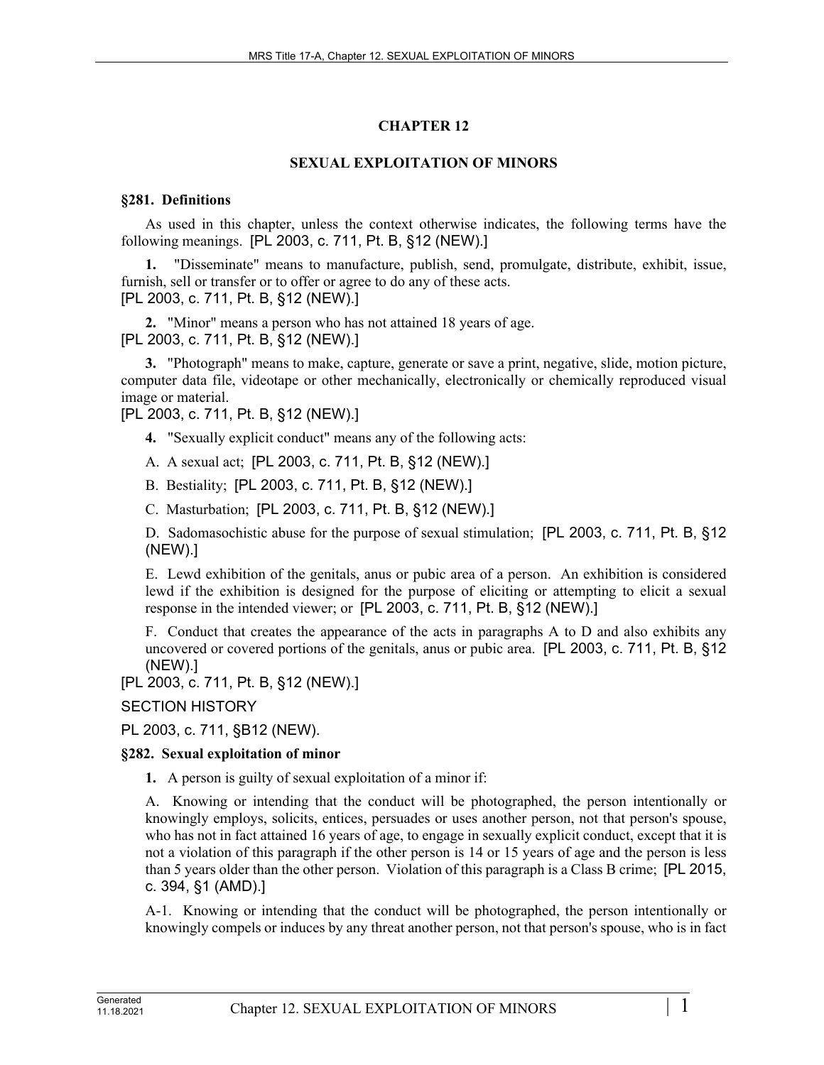# CHAPTER 12

## SEXUAL EXPLOITATION OF MINORS

### §281. Definitions

As used in this chapter, unless the context otherwise indicates, the following terms have the following meanings. [PL 2003, c. 711, Pt. B, §12 (NEW).]

**1.** "Disseminate" means to manufacture, publish, send, promulgate, distribute, exhibit, issue, furnish, sell or transfer or to offer or agree to do any of these acts.
[PL 2003, c. 711, Pt. B, §12 (NEW).]

**2.** "Minor" means a person who has not attained 18 years of age.
[PL 2003, c. 711, Pt. B, §12 (NEW).]

**3.** "Photograph" means to make, capture, generate or save a print, negative, slide, motion picture, computer data file, videotape or other mechanically, electronically or chemically reproduced visual image or material.
[PL 2003, c. 711, Pt. B, §12 (NEW).]

**4.** "Sexually explicit conduct" means any of the following acts:

A. A sexual act; [PL 2003, c. 711, Pt. B, §12 (NEW).]

B. Bestiality; [PL 2003, c. 711, Pt. B, §12 (NEW).]

C. Masturbation; [PL 2003, c. 711, Pt. B, §12 (NEW).]

D. Sadomasochistic abuse for the purpose of sexual stimulation; [PL 2003, c. 711, Pt. B, §12 (NEW).]

E. Lewd exhibition of the genitals, anus or pubic area of a person. An exhibition is considered lewd if the exhibition is designed for the purpose of eliciting or attempting to elicit a sexual response in the intended viewer; or [PL 2003, c. 711, Pt. B, §12 (NEW).]

F. Conduct that creates the appearance of the acts in paragraphs A to D and also exhibits any uncovered or covered portions of the genitals, anus or pubic area. [PL 2003, c. 711, Pt. B, §12 (NEW).]

[PL 2003, c. 711, Pt. B, §12 (NEW).]

SECTION HISTORY

PL 2003, c. 711, §B12 (NEW).

### §282. Sexual exploitation of minor

**1.** A person is guilty of sexual exploitation of a minor if:

A. Knowing or intending that the conduct will be photographed, the person intentionally or knowingly employs, solicits, entices, persuades or uses another person, not that person's spouse, who has not in fact attained 16 years of age, to engage in sexually explicit conduct, except that it is not a violation of this paragraph if the other person is 14 or 15 years of age and the person is less than 5 years older than the other person. Violation of this paragraph is a Class B crime; [PL 2015, c. 394, §1 (AMD).]

A-1. Knowing or intending that the conduct will be photographed, the person intentionally or knowingly compels or induces by any threat another person, not that person's spouse, who is in fact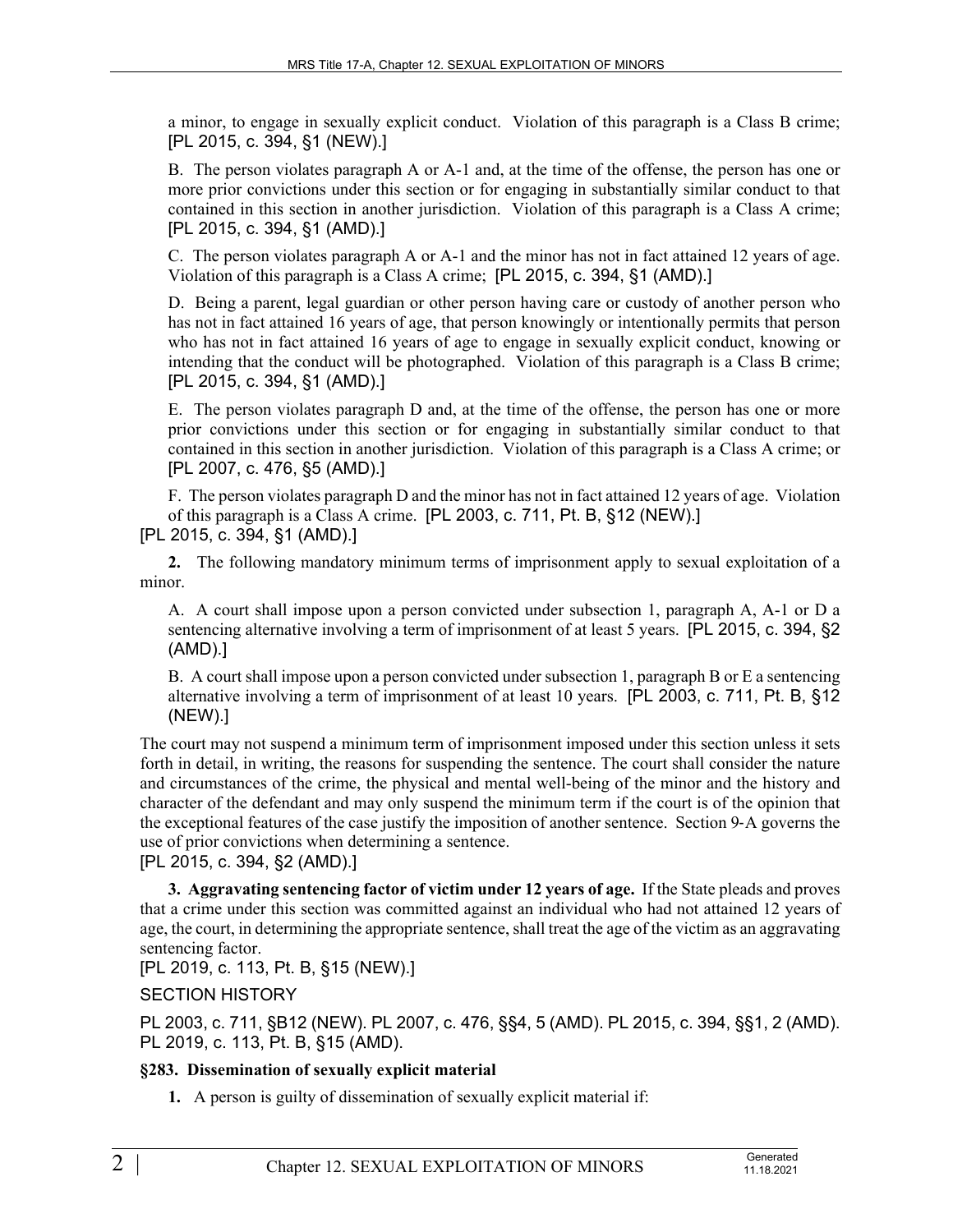a minor, to engage in sexually explicit conduct. Violation of this paragraph is a Class B crime; [PL 2015, c. 394, §1 (NEW).]

B. The person violates paragraph A or A-1 and, at the time of the offense, the person has one or more prior convictions under this section or for engaging in substantially similar conduct to that contained in this section in another jurisdiction. Violation of this paragraph is a Class A crime; [PL 2015, c. 394, §1 (AMD).]

C. The person violates paragraph A or A-1 and the minor has not in fact attained 12 years of age. Violation of this paragraph is a Class A crime; [PL 2015, c. 394, §1 (AMD).]

D. Being a parent, legal guardian or other person having care or custody of another person who has not in fact attained 16 years of age, that person knowingly or intentionally permits that person who has not in fact attained 16 years of age to engage in sexually explicit conduct, knowing or intending that the conduct will be photographed. Violation of this paragraph is a Class B crime; [PL 2015, c. 394, §1 (AMD).]

E. The person violates paragraph D and, at the time of the offense, the person has one or more prior convictions under this section or for engaging in substantially similar conduct to that contained in this section in another jurisdiction. Violation of this paragraph is a Class A crime; or [PL 2007, c. 476, §5 (AMD).]

F. The person violates paragraph D and the minor has not in fact attained 12 years of age. Violation of this paragraph is a Class A crime. [PL 2003, c. 711, Pt. B, §12 (NEW).]

[PL 2015, c. 394, §1 (AMD).]

**2.** The following mandatory minimum terms of imprisonment apply to sexual exploitation of a minor.

A. A court shall impose upon a person convicted under subsection 1, paragraph A, A-1 or D a sentencing alternative involving a term of imprisonment of at least 5 years. [PL 2015, c. 394, §2 (AMD).]

B. A court shall impose upon a person convicted under subsection 1, paragraph B or E a sentencing alternative involving a term of imprisonment of at least 10 years. [PL 2003, c. 711, Pt. B, §12 (NEW).]

The court may not suspend a minimum term of imprisonment imposed under this section unless it sets forth in detail, in writing, the reasons for suspending the sentence. The court shall consider the nature and circumstances of the crime, the physical and mental well-being of the minor and the history and character of the defendant and may only suspend the minimum term if the court is of the opinion that the exceptional features of the case justify the imposition of another sentence. Section 9-A governs the use of prior convictions when determining a sentence.

[PL 2015, c. 394, §2 (AMD).]

**3. Aggravating sentencing factor of victim under 12 years of age.** If the State pleads and proves that a crime under this section was committed against an individual who had not attained 12 years of age, the court, in determining the appropriate sentence, shall treat the age of the victim as an aggravating sentencing factor.

[PL 2019, c. 113, Pt. B, §15 (NEW).]

SECTION HISTORY

PL 2003, c. 711, §B12 (NEW). PL 2007, c. 476, §§4, 5 (AMD). PL 2015, c. 394, §§1, 2 (AMD). PL 2019, c. 113, Pt. B, §15 (AMD).

### §283. Dissemination of sexually explicit material

**1.** A person is guilty of dissemination of sexually explicit material if: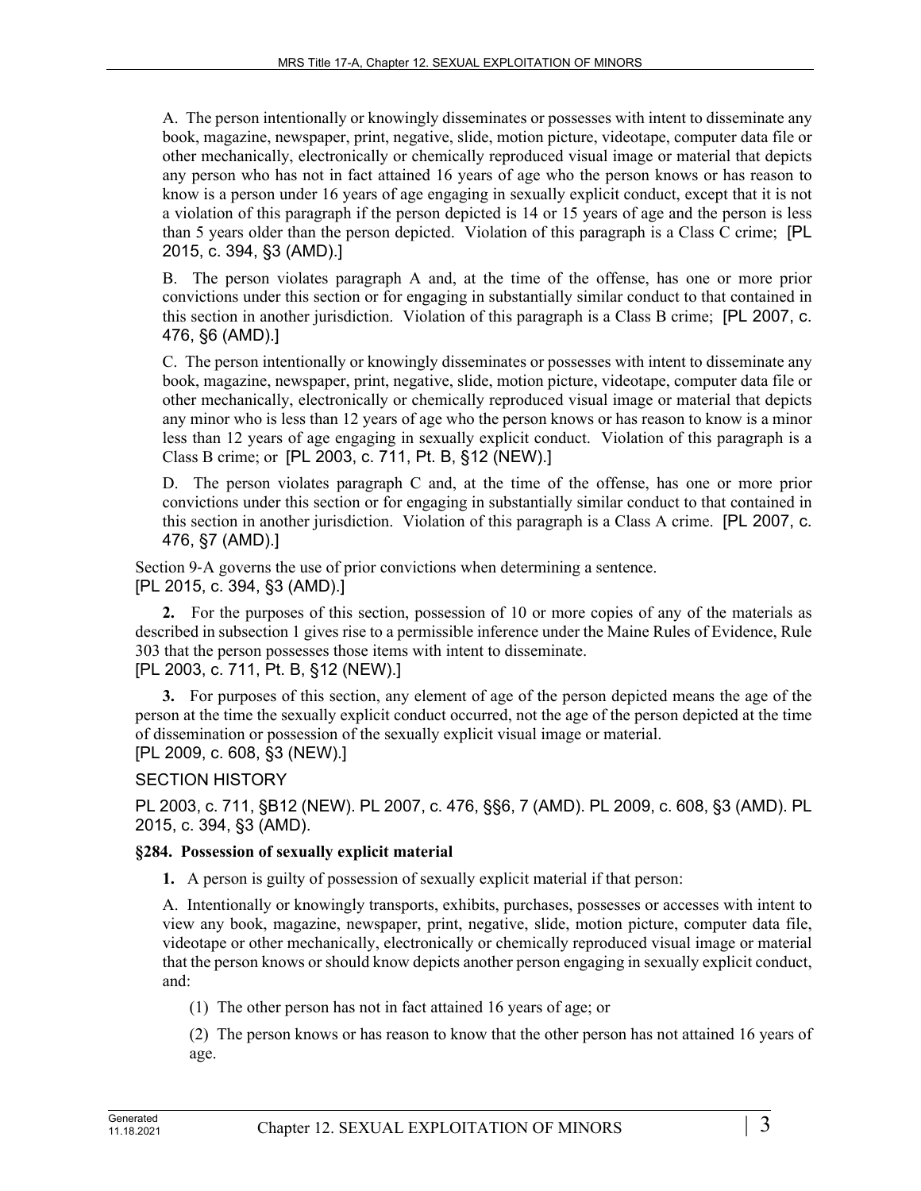A. The person intentionally or knowingly disseminates or possesses with intent to disseminate any book, magazine, newspaper, print, negative, slide, motion picture, videotape, computer data file or other mechanically, electronically or chemically reproduced visual image or material that depicts any person who has not in fact attained 16 years of age who the person knows or has reason to know is a person under 16 years of age engaging in sexually explicit conduct, except that it is not a violation of this paragraph if the person depicted is 14 or 15 years of age and the person is less than 5 years older than the person depicted. Violation of this paragraph is a Class C crime; [PL 2015, c. 394, §3 (AMD).]

B. The person violates paragraph A and, at the time of the offense, has one or more prior convictions under this section or for engaging in substantially similar conduct to that contained in this section in another jurisdiction. Violation of this paragraph is a Class B crime; [PL 2007, c. 476, §6 (AMD).]

C. The person intentionally or knowingly disseminates or possesses with intent to disseminate any book, magazine, newspaper, print, negative, slide, motion picture, videotape, computer data file or other mechanically, electronically or chemically reproduced visual image or material that depicts any minor who is less than 12 years of age who the person knows or has reason to know is a minor less than 12 years of age engaging in sexually explicit conduct. Violation of this paragraph is a Class B crime; or [PL 2003, c. 711, Pt. B, §12 (NEW).]

D. The person violates paragraph C and, at the time of the offense, has one or more prior convictions under this section or for engaging in substantially similar conduct to that contained in this section in another jurisdiction. Violation of this paragraph is a Class A crime. [PL 2007, c. 476, §7 (AMD).]

Section 9-A governs the use of prior convictions when determining a sentence.
[PL 2015, c. 394, §3 (AMD).]

**2.** For the purposes of this section, possession of 10 or more copies of any of the materials as described in subsection 1 gives rise to a permissible inference under the Maine Rules of Evidence, Rule 303 that the person possesses those items with intent to disseminate.
[PL 2003, c. 711, Pt. B, §12 (NEW).]

**3.** For purposes of this section, any element of age of the person depicted means the age of the person at the time the sexually explicit conduct occurred, not the age of the person depicted at the time of dissemination or possession of the sexually explicit visual image or material.
[PL 2009, c. 608, §3 (NEW).]

SECTION HISTORY

PL 2003, c. 711, §B12 (NEW). PL 2007, c. 476, §§6, 7 (AMD). PL 2009, c. 608, §3 (AMD). PL 2015, c. 394, §3 (AMD).

### §284. Possession of sexually explicit material

**1.** A person is guilty of possession of sexually explicit material if that person:

A. Intentionally or knowingly transports, exhibits, purchases, possesses or accesses with intent to view any book, magazine, newspaper, print, negative, slide, motion picture, computer data file, videotape or other mechanically, electronically or chemically reproduced visual image or material that the person knows or should know depicts another person engaging in sexually explicit conduct, and:

(1) The other person has not in fact attained 16 years of age; or

(2) The person knows or has reason to know that the other person has not attained 16 years of age.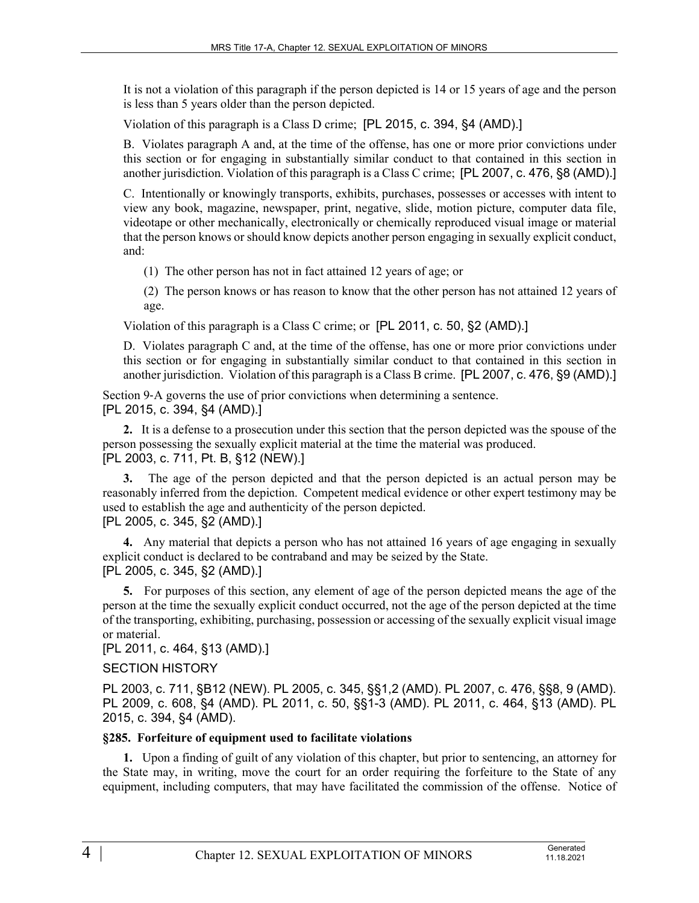It is not a violation of this paragraph if the person depicted is 14 or 15 years of age and the person is less than 5 years older than the person depicted.

Violation of this paragraph is a Class D crime; [PL 2015, c. 394, §4 (AMD).]

B. Violates paragraph A and, at the time of the offense, has one or more prior convictions under this section or for engaging in substantially similar conduct to that contained in this section in another jurisdiction. Violation of this paragraph is a Class C crime; [PL 2007, c. 476, §8 (AMD).]

C. Intentionally or knowingly transports, exhibits, purchases, possesses or accesses with intent to view any book, magazine, newspaper, print, negative, slide, motion picture, computer data file, videotape or other mechanically, electronically or chemically reproduced visual image or material that the person knows or should know depicts another person engaging in sexually explicit conduct, and:

(1) The other person has not in fact attained 12 years of age; or

(2) The person knows or has reason to know that the other person has not attained 12 years of age.

Violation of this paragraph is a Class C crime; or [PL 2011, c. 50, §2 (AMD).]

D. Violates paragraph C and, at the time of the offense, has one or more prior convictions under this section or for engaging in substantially similar conduct to that contained in this section in another jurisdiction. Violation of this paragraph is a Class B crime. [PL 2007, c. 476, §9 (AMD).]

Section 9-A governs the use of prior convictions when determining a sentence.
[PL 2015, c. 394, §4 (AMD).]

**2.** It is a defense to a prosecution under this section that the person depicted was the spouse of the person possessing the sexually explicit material at the time the material was produced.
[PL 2003, c. 711, Pt. B, §12 (NEW).]

**3.** The age of the person depicted and that the person depicted is an actual person may be reasonably inferred from the depiction. Competent medical evidence or other expert testimony may be used to establish the age and authenticity of the person depicted.
[PL 2005, c. 345, §2 (AMD).]

**4.** Any material that depicts a person who has not attained 16 years of age engaging in sexually explicit conduct is declared to be contraband and may be seized by the State.
[PL 2005, c. 345, §2 (AMD).]

**5.** For purposes of this section, any element of age of the person depicted means the age of the person at the time the sexually explicit conduct occurred, not the age of the person depicted at the time of the transporting, exhibiting, purchasing, possession or accessing of the sexually explicit visual image or material.
[PL 2011, c. 464, §13 (AMD).]

SECTION HISTORY

PL 2003, c. 711, §B12 (NEW). PL 2005, c. 345, §§1,2 (AMD). PL 2007, c. 476, §§8, 9 (AMD). PL 2009, c. 608, §4 (AMD). PL 2011, c. 50, §§1-3 (AMD). PL 2011, c. 464, §13 (AMD). PL 2015, c. 394, §4 (AMD).

### §285. Forfeiture of equipment used to facilitate violations

**1.** Upon a finding of guilt of any violation of this chapter, but prior to sentencing, an attorney for the State may, in writing, move the court for an order requiring the forfeiture to the State of any equipment, including computers, that may have facilitated the commission of the offense. Notice of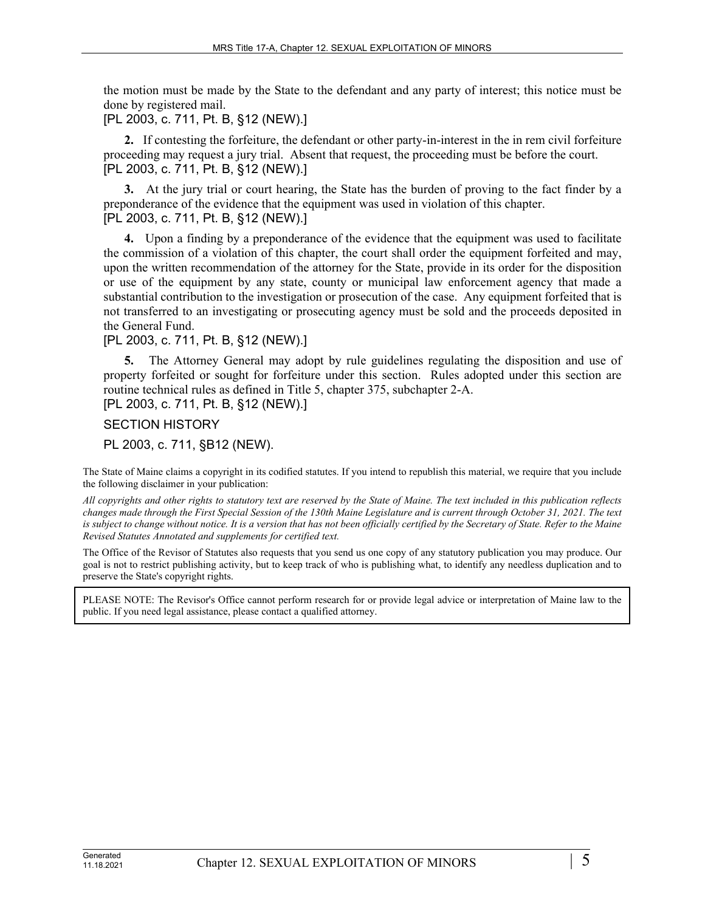the motion must be made by the State to the defendant and any party of interest; this notice must be done by registered mail.

[PL 2003, c. 711, Pt. B, §12 (NEW).]

**2.** If contesting the forfeiture, the defendant or other party-in-interest in the in rem civil forfeiture proceeding may request a jury trial. Absent that request, the proceeding must be before the court.

[PL 2003, c. 711, Pt. B, §12 (NEW).]

**3.** At the jury trial or court hearing, the State has the burden of proving to the fact finder by a preponderance of the evidence that the equipment was used in violation of this chapter.

[PL 2003, c. 711, Pt. B, §12 (NEW).]

**4.** Upon a finding by a preponderance of the evidence that the equipment was used to facilitate the commission of a violation of this chapter, the court shall order the equipment forfeited and may, upon the written recommendation of the attorney for the State, provide in its order for the disposition or use of the equipment by any state, county or municipal law enforcement agency that made a substantial contribution to the investigation or prosecution of the case. Any equipment forfeited that is not transferred to an investigating or prosecuting agency must be sold and the proceeds deposited in the General Fund.

[PL 2003, c. 711, Pt. B, §12 (NEW).]

**5.** The Attorney General may adopt by rule guidelines regulating the disposition and use of property forfeited or sought for forfeiture under this section. Rules adopted under this section are routine technical rules as defined in Title 5, chapter 375, subchapter 2-A.

[PL 2003, c. 711, Pt. B, §12 (NEW).]

SECTION HISTORY

PL 2003, c. 711, §B12 (NEW).

The State of Maine claims a copyright in its codified statutes. If you intend to republish this material, we require that you include the following disclaimer in your publication:

*All copyrights and other rights to statutory text are reserved by the State of Maine. The text included in this publication reflects changes made through the First Special Session of the 130th Maine Legislature and is current through October 31, 2021. The text is subject to change without notice. It is a version that has not been officially certified by the Secretary of State. Refer to the Maine Revised Statutes Annotated and supplements for certified text.*

The Office of the Revisor of Statutes also requests that you send us one copy of any statutory publication you may produce. Our goal is not to restrict publishing activity, but to keep track of who is publishing what, to identify any needless duplication and to preserve the State's copyright rights.

PLEASE NOTE: The Revisor's Office cannot perform research for or provide legal advice or interpretation of Maine law to the public. If you need legal assistance, please contact a qualified attorney.